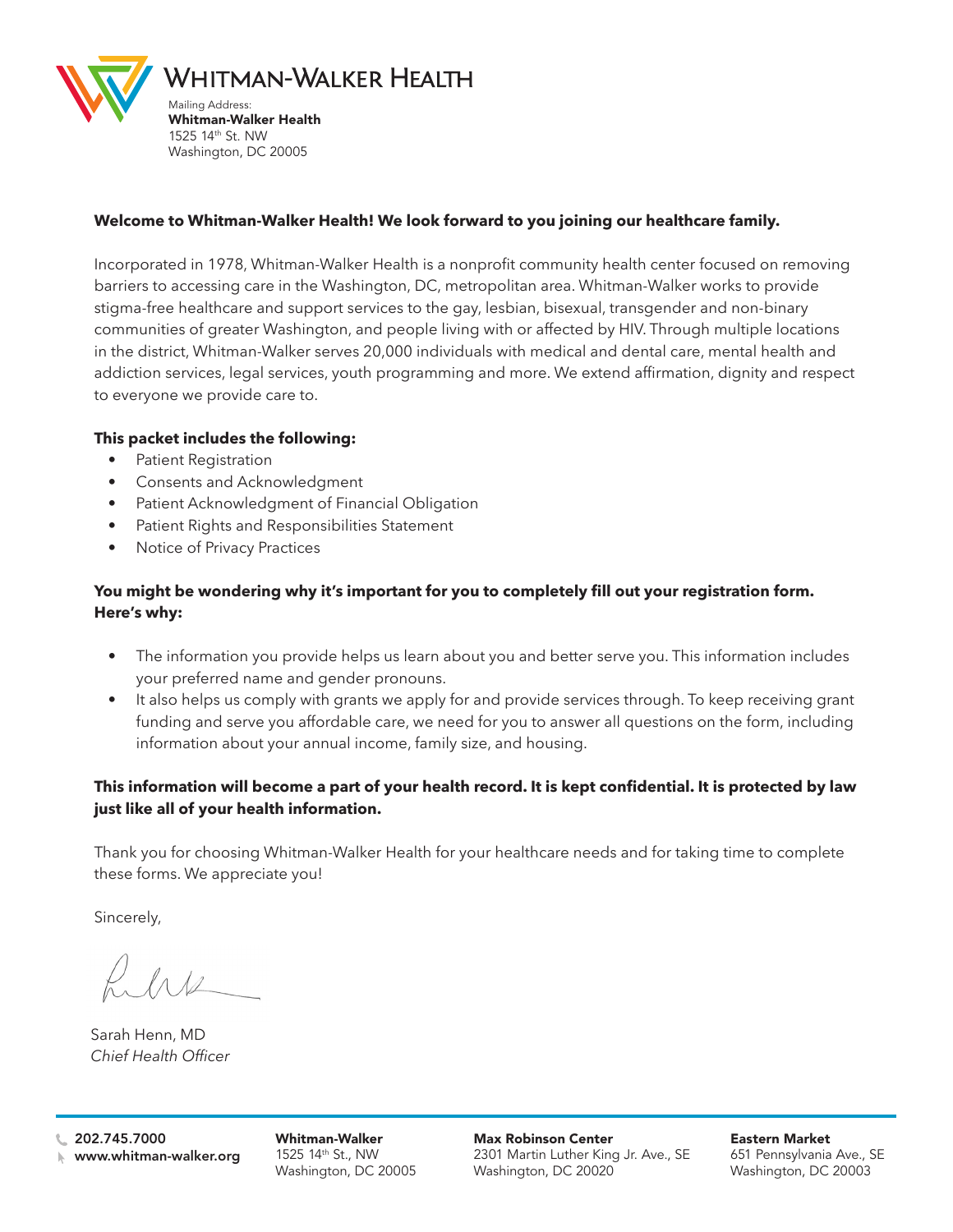# Whitman-Walker Health

Mailing Address:
**Whitman-Walker Health**
1525 14th St. NW
Washington, DC 20005

**Welcome to Whitman-Walker Health! We look forward to you joining our healthcare family.**

Incorporated in 1978, Whitman-Walker Health is a nonprofit community health center focused on removing barriers to accessing care in the Washington, DC, metropolitan area. Whitman-Walker works to provide stigma-free healthcare and support services to the gay, lesbian, bisexual, transgender and non-binary communities of greater Washington, and people living with or affected by HIV. Through multiple locations in the district, Whitman-Walker serves 20,000 individuals with medical and dental care, mental health and addiction services, legal services, youth programming and more. We extend affirmation, dignity and respect to everyone we provide care to.

**This packet includes the following:**

- Patient Registration
- Consents and Acknowledgment
- Patient Acknowledgment of Financial Obligation
- Patient Rights and Responsibilities Statement
- Notice of Privacy Practices

**You might be wondering why it's important for you to completely fill out your registration form. Here's why:**

- The information you provide helps us learn about you and better serve you. This information includes your preferred name and gender pronouns.
- It also helps us comply with grants we apply for and provide services through. To keep receiving grant funding and serve you affordable care, we need for you to answer all questions on the form, including information about your annual income, family size, and housing.

**This information will become a part of your health record. It is kept confidential. It is protected by law just like all of your health information.**

Thank you for choosing Whitman-Walker Health for your healthcare needs and for taking time to complete these forms. We appreciate you!

Sincerely,

Sarah Henn, MD
*Chief Health Officer*

202.745.7000
www.whitman-walker.org

**Whitman-Walker**
1525 14th St., NW
Washington, DC 20005

**Max Robinson Center**
2301 Martin Luther King Jr. Ave., SE
Washington, DC 20020

**Eastern Market**
651 Pennsylvania Ave., SE
Washington, DC 20003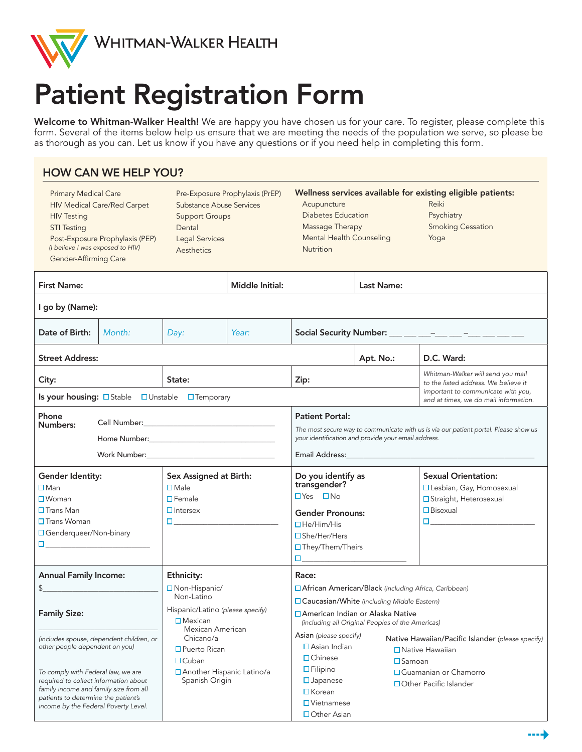WHITMAN-WALKER HEALTH

# Patient Registration Form

**Welcome to Whitman-Walker Health!** We are happy you have chosen us for your care. To register, please complete this form. Several of the items below help us ensure that we are meeting the needs of the population we serve, so please be as thorough as you can. Let us know if you have any questions or if you need help in completing this form.

## HOW CAN WE HELP YOU?

- Primary Medical Care
- HIV Medical Care/Red Carpet
- HIV Testing
- STI Testing
- Post-Exposure Prophylaxis (PEP) *(I believe I was exposed to HIV)*
- Gender-Affirming Care
- Pre-Exposure Prophylaxis (PrEP)
- Substance Abuse Services
- Support Groups
- Dental
- Legal Services
- Aesthetics

**Wellness services available for existing eligible patients:**

- Acupuncture
- Diabetes Education
- Massage Therapy
- Mental Health Counseling
- Nutrition
- Reiki
- Psychiatry
- Smoking Cessation
- Yoga

| **First Name:** | **Middle Initial:** | **Last Name:** |
|---|---|---|

**I go by (Name):**

| **Date of Birth:** | *Month:* | *Day:* | *Year:* | **Social Security Number:** ___ ___ ___–___ ___–___ ___ ___ ___ |
|---|---|---|---|---|

| **Street Address:** | **Apt. No.:** | **D.C. Ward:** |
|---|---|---|
| **City:** | **State:** | **Zip:** |

*Whitman-Walker will send you mail to the listed address. We believe it important to communicate with you, and at times, we do mail information.*

**Is your housing:** ☐ Stable ☐ Unstable ☐ Temporary

**Phone Numbers:**

Cell Number:______________________

Home Number:______________________

Work Number:______________________

**Patient Portal:**

*The most secure way to communicate with us is via our patient portal. Please show us your identification and provide your email address.*

Email Address:______________________

**Gender Identity:**
- ☐ Man
- ☐ Woman
- ☐ Trans Man
- ☐ Trans Woman
- ☐ Genderqueer/Non-binary
- ☐ ______________________

**Sex Assigned at Birth:**
- ☐ Male
- ☐ Female
- ☐ Intersex
- ☐ ______________________

**Do you identify as transgender?**
☐ Yes ☐ No

**Gender Pronouns:**
- ☐ He/Him/His
- ☐ She/Her/Hers
- ☐ They/Them/Theirs
- ☐ ______________________

**Sexual Orientation:**
- ☐ Lesbian, Gay, Homosexual
- ☐ Straight, Heterosexual
- ☐ Bisexual
- ☐ ______________________

**Annual Family Income:**
$______________________

**Family Size:**
______________________

*(includes spouse, dependent children, or other people dependent on you)*

*To comply with Federal law, we are required to collect information about family income and family size from all patients to determine the patient's income by the Federal Poverty Level.*

**Ethnicity:**
- ☐ Non-Hispanic/ Non-Latino

Hispanic/Latino *(please specify)*
- ☐ Mexican Mexican American Chicano/a
- ☐ Puerto Rican
- ☐ Cuban
- ☐ Another Hispanic Latino/a Spanish Origin

**Race:**
- ☐ African American/Black *(including Africa, Caribbean)*
- ☐ Caucasian/White *(including Middle Eastern)*
- ☐ American Indian or Alaska Native *(including all Original Peoples of the Americas)*

Asian *(please specify)*
- ☐ Asian Indian
- ☐ Chinese
- ☐ Filipino
- ☐ Japanese
- ☐ Korean
- ☐ Vietnamese
- ☐ Other Asian

Native Hawaiian/Pacific Islander *(please specify)*
- ☐ Native Hawaiian
- ☐ Samoan
- ☐ Guamanian or Chamorro
- ☐ Other Pacific Islander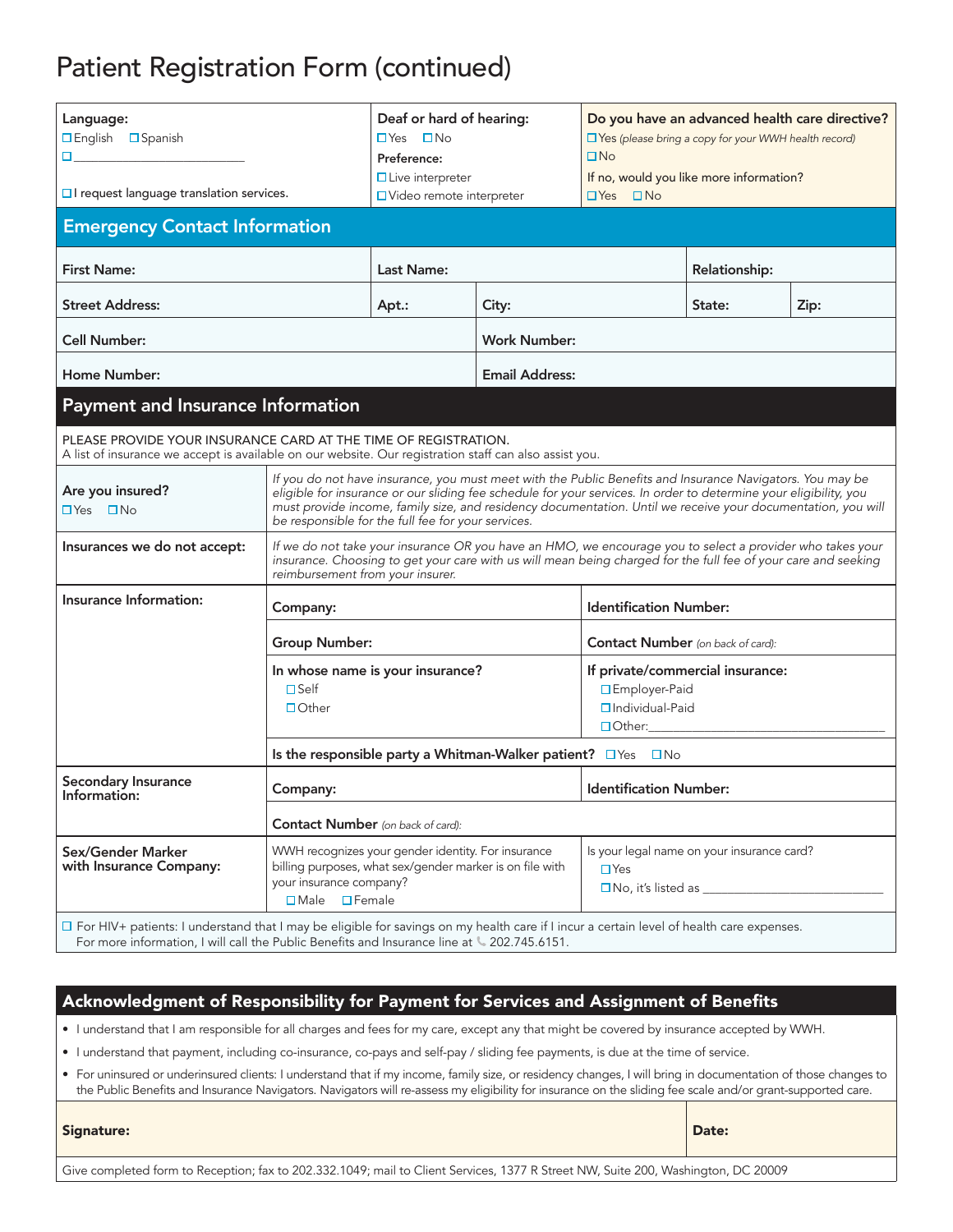# Patient Registration Form (continued)

| **Language:** ☐ English ☐ Spanish ☐ ____________________ ☐ I request language translation services. | **Deaf or hard of hearing:** ☐ Yes ☐ No **Preference:** ☐ Live interpreter ☐ Video remote interpreter | **Do you have an advanced health care directive?** ☐ Yes *(please bring a copy for your WWH health record)* ☐ No If no, would you like more information? ☐ Yes ☐ No |
|---|---|---|

## Emergency Contact Information

| **First Name:** | **Last Name:** | | | **Relationship:** | |
|---|---|---|---|---|---|
| **Street Address:** | **Apt.:** | **City:** | | **State:** | **Zip:** |
| **Cell Number:** | | **Work Number:** | | | |
| **Home Number:** | | **Email Address:** | | | |

## Payment and Insurance Information

PLEASE PROVIDE YOUR INSURANCE CARD AT THE TIME OF REGISTRATION.
A list of insurance we accept is available on our website. Our registration staff can also assist you.

| | | |
|---|---|---|
| **Are you insured?** ☐ Yes ☐ No | *If you do not have insurance, you must meet with the Public Benefits and Insurance Navigators. You may be eligible for insurance or our sliding fee schedule for your services. In order to determine your eligibility, you must provide income, family size, and residency documentation. Until we receive your documentation, you will be responsible for the full fee for your services.* | |
| **Insurances we do not accept:** | *If we do not take your insurance OR you have an HMO, we encourage you to select a provider who takes your insurance. Choosing to get your care with us will mean being charged for the full fee of your care and seeking reimbursement from your insurer.* | |
| **Insurance Information:** | **Company:** | **Identification Number:** |
| | **Group Number:** | **Contact Number** *(on back of card):* |
| | **In whose name is your insurance?** ☐ Self ☐ Other | **If private/commercial insurance:** ☐ Employer-Paid ☐ Individual-Paid ☐ Other: ____________________ |
| | **Is the responsible party a Whitman-Walker patient?** ☐ Yes ☐ No | |
| **Secondary Insurance Information:** | **Company:** | **Identification Number:** |
| | **Contact Number** *(on back of card):* | |
| **Sex/Gender Marker with Insurance Company:** | WWH recognizes your gender identity. For insurance billing purposes, what sex/gender marker is on file with your insurance company? ☐ Male ☐ Female | Is your legal name on your insurance card? ☐ Yes ☐ No, it's listed as ____________________ |

☐ For HIV+ patients: I understand that I may be eligible for savings on my health care if I incur a certain level of health care expenses. For more information, I will call the Public Benefits and Insurance line at 202.745.6151.

## Acknowledgment of Responsibility for Payment for Services and Assignment of Benefits

- I understand that I am responsible for all charges and fees for my care, except any that might be covered by insurance accepted by WWH.
- I understand that payment, including co-insurance, co-pays and self-pay / sliding fee payments, is due at the time of service.
- For uninsured or underinsured clients: I understand that if my income, family size, or residency changes, I will bring in documentation of those changes to the Public Benefits and Insurance Navigators. Navigators will re-assess my eligibility for insurance on the sliding fee scale and/or grant-supported care.

| **Signature:** | **Date:** |
|---|---|

Give completed form to Reception; fax to 202.332.1049; mail to Client Services, 1377 R Street NW, Suite 200, Washington, DC 20009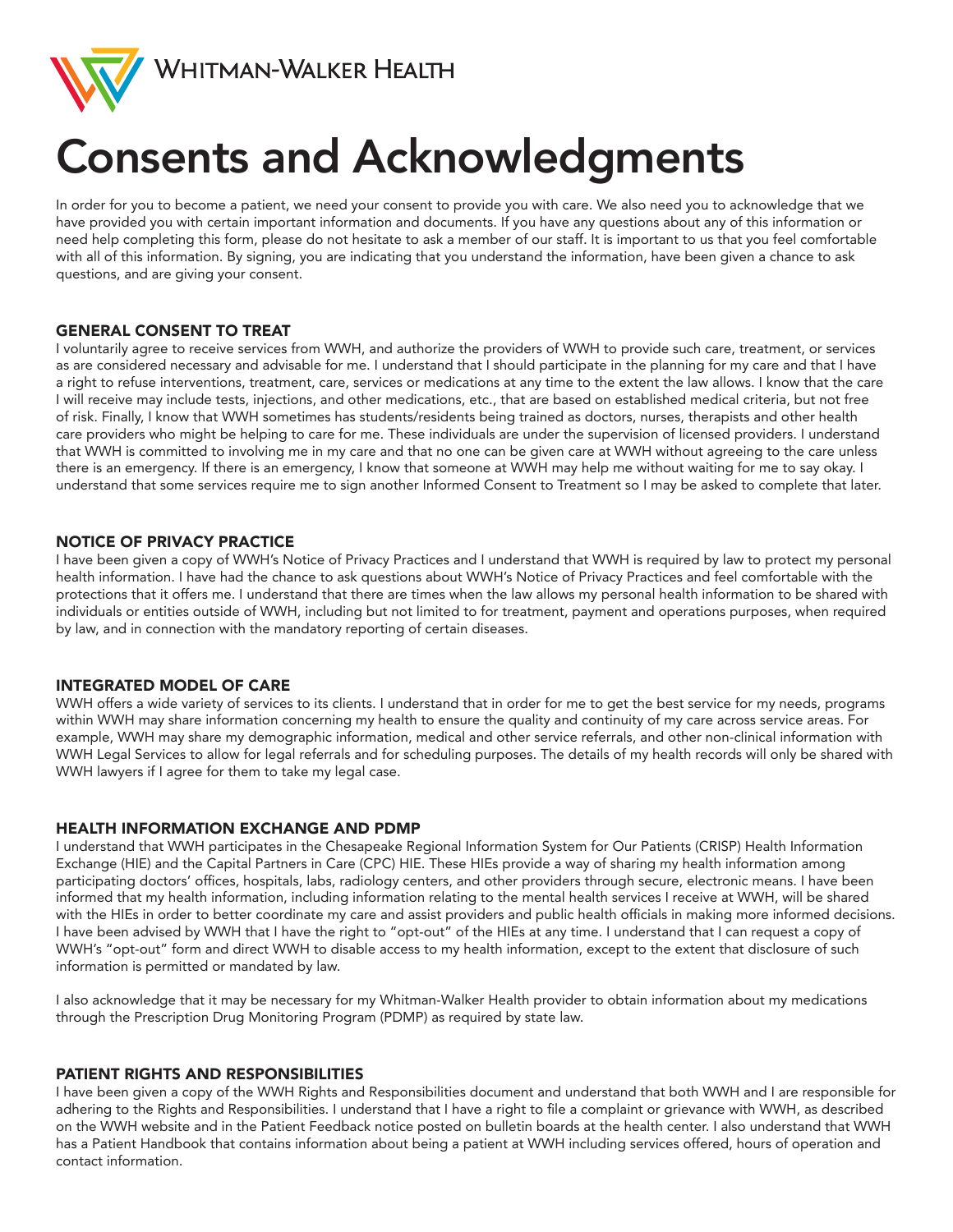Whitman-Walker Health

# Consents and Acknowledgments

In order for you to become a patient, we need your consent to provide you with care. We also need you to acknowledge that we have provided you with certain important information and documents. If you have any questions about any of this information or need help completing this form, please do not hesitate to ask a member of our staff. It is important to us that you feel comfortable with all of this information. By signing, you are indicating that you understand the information, have been given a chance to ask questions, and are giving your consent.

## GENERAL CONSENT TO TREAT

I voluntarily agree to receive services from WWH, and authorize the providers of WWH to provide such care, treatment, or services as are considered necessary and advisable for me. I understand that I should participate in the planning for my care and that I have a right to refuse interventions, treatment, care, services or medications at any time to the extent the law allows. I know that the care I will receive may include tests, injections, and other medications, etc., that are based on established medical criteria, but not free of risk. Finally, I know that WWH sometimes has students/residents being trained as doctors, nurses, therapists and other health care providers who might be helping to care for me. These individuals are under the supervision of licensed providers. I understand that WWH is committed to involving me in my care and that no one can be given care at WWH without agreeing to the care unless there is an emergency. If there is an emergency, I know that someone at WWH may help me without waiting for me to say okay. I understand that some services require me to sign another Informed Consent to Treatment so I may be asked to complete that later.

## NOTICE OF PRIVACY PRACTICE

I have been given a copy of WWH's Notice of Privacy Practices and I understand that WWH is required by law to protect my personal health information. I have had the chance to ask questions about WWH's Notice of Privacy Practices and feel comfortable with the protections that it offers me. I understand that there are times when the law allows my personal health information to be shared with individuals or entities outside of WWH, including but not limited to for treatment, payment and operations purposes, when required by law, and in connection with the mandatory reporting of certain diseases.

## INTEGRATED MODEL OF CARE

WWH offers a wide variety of services to its clients. I understand that in order for me to get the best service for my needs, programs within WWH may share information concerning my health to ensure the quality and continuity of my care across service areas. For example, WWH may share my demographic information, medical and other service referrals, and other non-clinical information with WWH Legal Services to allow for legal referrals and for scheduling purposes. The details of my health records will only be shared with WWH lawyers if I agree for them to take my legal case.

## HEALTH INFORMATION EXCHANGE AND PDMP

I understand that WWH participates in the Chesapeake Regional Information System for Our Patients (CRISP) Health Information Exchange (HIE) and the Capital Partners in Care (CPC) HIE. These HIEs provide a way of sharing my health information among participating doctors' offices, hospitals, labs, radiology centers, and other providers through secure, electronic means. I have been informed that my health information, including information relating to the mental health services I receive at WWH, will be shared with the HIEs in order to better coordinate my care and assist providers and public health officials in making more informed decisions. I have been advised by WWH that I have the right to "opt-out" of the HIEs at any time. I understand that I can request a copy of WWH's "opt-out" form and direct WWH to disable access to my health information, except to the extent that disclosure of such information is permitted or mandated by law.

I also acknowledge that it may be necessary for my Whitman-Walker Health provider to obtain information about my medications through the Prescription Drug Monitoring Program (PDMP) as required by state law.

## PATIENT RIGHTS AND RESPONSIBILITIES

I have been given a copy of the WWH Rights and Responsibilities document and understand that both WWH and I are responsible for adhering to the Rights and Responsibilities. I understand that I have a right to file a complaint or grievance with WWH, as described on the WWH website and in the Patient Feedback notice posted on bulletin boards at the health center. I also understand that WWH has a Patient Handbook that contains information about being a patient at WWH including services offered, hours of operation and contact information.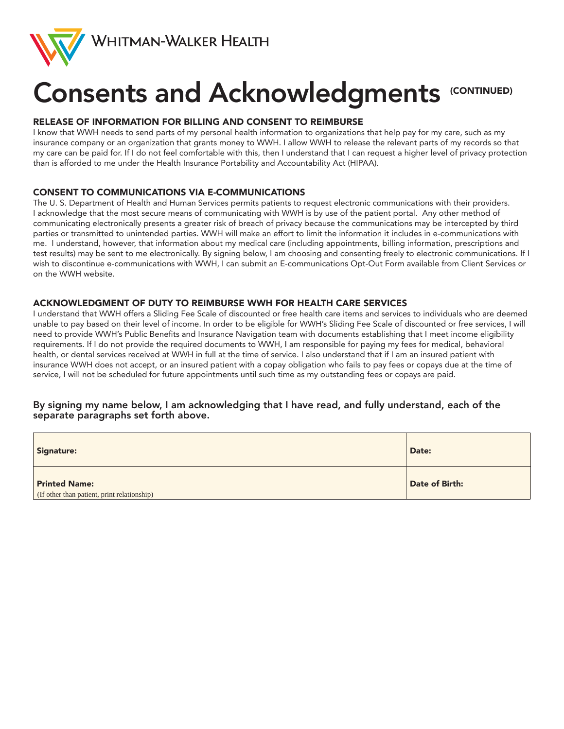Whitman-Walker Health

# Consents and Acknowledgments (CONTINUED)

## RELEASE OF INFORMATION FOR BILLING AND CONSENT TO REIMBURSE

I know that WWH needs to send parts of my personal health information to organizations that help pay for my care, such as my insurance company or an organization that grants money to WWH. I allow WWH to release the relevant parts of my records so that my care can be paid for. If I do not feel comfortable with this, then I understand that I can request a higher level of privacy protection than is afforded to me under the Health Insurance Portability and Accountability Act (HIPAA).

## CONSENT TO COMMUNICATIONS VIA E-COMMUNICATIONS

The U. S. Department of Health and Human Services permits patients to request electronic communications with their providers. I acknowledge that the most secure means of communicating with WWH is by use of the patient portal. Any other method of communicating electronically presents a greater risk of breach of privacy because the communications may be intercepted by third parties or transmitted to unintended parties. WWH will make an effort to limit the information it includes in e-communications with me. I understand, however, that information about my medical care (including appointments, billing information, prescriptions and test results) may be sent to me electronically. By signing below, I am choosing and consenting freely to electronic communications. If I wish to discontinue e-communications with WWH, I can submit an E-communications Opt-Out Form available from Client Services or on the WWH website.

## ACKNOWLEDGMENT OF DUTY TO REIMBURSE WWH FOR HEALTH CARE SERVICES

I understand that WWH offers a Sliding Fee Scale of discounted or free health care items and services to individuals who are deemed unable to pay based on their level of income. In order to be eligible for WWH's Sliding Fee Scale of discounted or free services, I will need to provide WWH's Public Benefits and Insurance Navigation team with documents establishing that I meet income eligibility requirements. If I do not provide the required documents to WWH, I am responsible for paying my fees for medical, behavioral health, or dental services received at WWH in full at the time of service. I also understand that if I am an insured patient with insurance WWH does not accept, or an insured patient with a copay obligation who fails to pay fees or copays due at the time of service, I will not be scheduled for future appointments until such time as my outstanding fees or copays are paid.

**By signing my name below, I am acknowledging that I have read, and fully understand, each of the separate paragraphs set forth above.**

| **Signature:** | **Date:** |
|---|---|
| **Printed Name:** (If other than patient, print relationship) | **Date of Birth:** |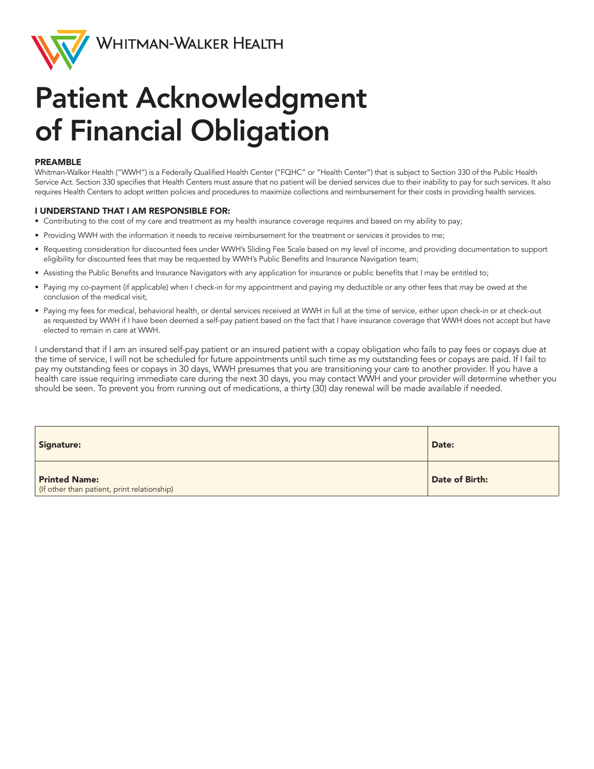Whitman-Walker Health

# Patient Acknowledgment of Financial Obligation

### PREAMBLE

Whitman-Walker Health ("WWH") is a Federally Qualified Health Center ("FQHC" or "Health Center") that is subject to Section 330 of the Public Health Service Act. Section 330 specifies that Health Centers must assure that no patient will be denied services due to their inability to pay for such services. It also requires Health Centers to adopt written policies and procedures to maximize collections and reimbursement for their costs in providing health services.

### I UNDERSTAND THAT I AM RESPONSIBLE FOR:

- Contributing to the cost of my care and treatment as my health insurance coverage requires and based on my ability to pay;
- Providing WWH with the information it needs to receive reimbursement for the treatment or services it provides to me;
- Requesting consideration for discounted fees under WWH's Sliding Fee Scale based on my level of income, and providing documentation to support eligibility for discounted fees that may be requested by WWH's Public Benefits and Insurance Navigation team;
- Assisting the Public Benefits and Insurance Navigators with any application for insurance or public benefits that I may be entitled to;
- Paying my co-payment (if applicable) when I check-in for my appointment and paying my deductible or any other fees that may be owed at the conclusion of the medical visit;
- Paying my fees for medical, behavioral health, or dental services received at WWH in full at the time of service, either upon check-in or at check-out as requested by WWH if I have been deemed a self-pay patient based on the fact that I have insurance coverage that WWH does not accept but have elected to remain in care at WWH.

I understand that if I am an insured self-pay patient or an insured patient with a copay obligation who fails to pay fees or copays due at the time of service, I will not be scheduled for future appointments until such time as my outstanding fees or copays are paid. If I fail to pay my outstanding fees or copays in 30 days, WWH presumes that you are transitioning your care to another provider. If you have a health care issue requiring immediate care during the next 30 days, you may contact WWH and your provider will determine whether you should be seen. To prevent you from running out of medications, a thirty (30) day renewal will be made available if needed.

| **Signature:** | **Date:** |
|---|---|
| **Printed Name:** (If other than patient, print relationship) | **Date of Birth:** |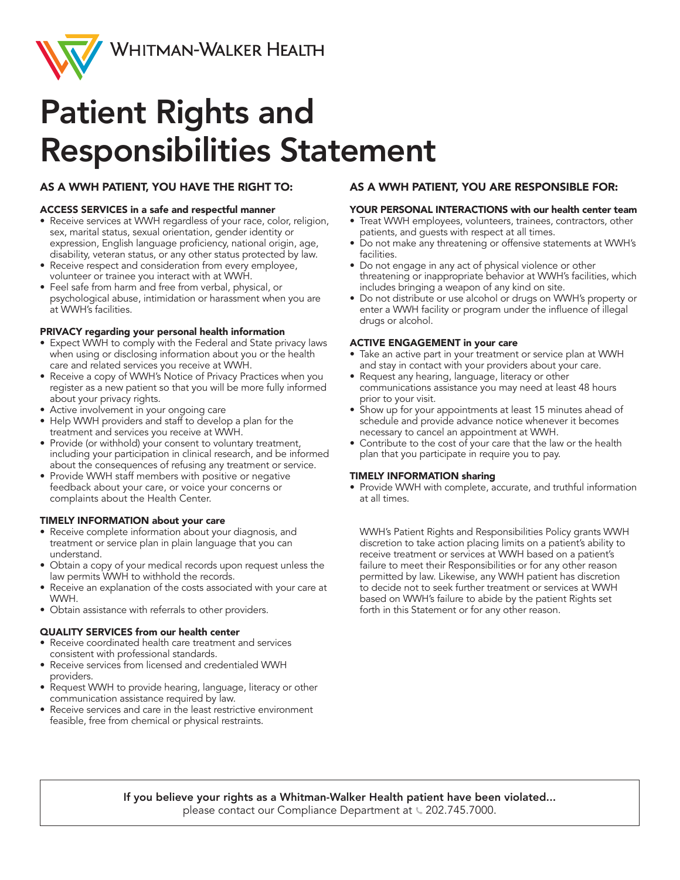WHITMAN-WALKER HEALTH

# Patient Rights and Responsibilities Statement

## AS A WWH PATIENT, YOU HAVE THE RIGHT TO:

### ACCESS SERVICES in a safe and respectful manner

- Receive services at WWH regardless of your race, color, religion, sex, marital status, sexual orientation, gender identity or expression, English language proficiency, national origin, age, disability, veteran status, or any other status protected by law.
- Receive respect and consideration from every employee, volunteer or trainee you interact with at WWH.
- Feel safe from harm and free from verbal, physical, or psychological abuse, intimidation or harassment when you are at WWH's facilities.

### PRIVACY regarding your personal health information

- Expect WWH to comply with the Federal and State privacy laws when using or disclosing information about you or the health care and related services you receive at WWH.
- Receive a copy of WWH's Notice of Privacy Practices when you register as a new patient so that you will be more fully informed about your privacy rights.
- Active involvement in your ongoing care
- Help WWH providers and staff to develop a plan for the treatment and services you receive at WWH.
- Provide (or withhold) your consent to voluntary treatment, including your participation in clinical research, and be informed about the consequences of refusing any treatment or service.
- Provide WWH staff members with positive or negative feedback about your care, or voice your concerns or complaints about the Health Center.

### TIMELY INFORMATION about your care

- Receive complete information about your diagnosis, and treatment or service plan in plain language that you can understand.
- Obtain a copy of your medical records upon request unless the law permits WWH to withhold the records.
- Receive an explanation of the costs associated with your care at WWH.
- Obtain assistance with referrals to other providers.

### QUALITY SERVICES from our health center

- Receive coordinated health care treatment and services consistent with professional standards.
- Receive services from licensed and credentialed WWH providers.
- Request WWH to provide hearing, language, literacy or other communication assistance required by law.
- Receive services and care in the least restrictive environment feasible, free from chemical or physical restraints.

## AS A WWH PATIENT, YOU ARE RESPONSIBLE FOR:

### YOUR PERSONAL INTERACTIONS with our health center team

- Treat WWH employees, volunteers, trainees, contractors, other patients, and guests with respect at all times.
- Do not make any threatening or offensive statements at WWH's facilities.
- Do not engage in any act of physical violence or other threatening or inappropriate behavior at WWH's facilities, which includes bringing a weapon of any kind on site.
- Do not distribute or use alcohol or drugs on WWH's property or enter a WWH facility or program under the influence of illegal drugs or alcohol.

### ACTIVE ENGAGEMENT in your care

- Take an active part in your treatment or service plan at WWH and stay in contact with your providers about your care.
- Request any hearing, language, literacy or other communications assistance you may need at least 48 hours prior to your visit.
- Show up for your appointments at least 15 minutes ahead of schedule and provide advance notice whenever it becomes necessary to cancel an appointment at WWH.
- Contribute to the cost of your care that the law or the health plan that you participate in require you to pay.

### TIMELY INFORMATION sharing

- Provide WWH with complete, accurate, and truthful information at all times.

WWH's Patient Rights and Responsibilities Policy grants WWH discretion to take action placing limits on a patient's ability to receive treatment or services at WWH based on a patient's failure to meet their Responsibilities or for any other reason permitted by law. Likewise, any WWH patient has discretion to decide not to seek further treatment or services at WWH based on WWH's failure to abide by the patient Rights set forth in this Statement or for any other reason.

**If you believe your rights as a Whitman-Walker Health patient have been violated...**
please contact our Compliance Department at 202.745.7000.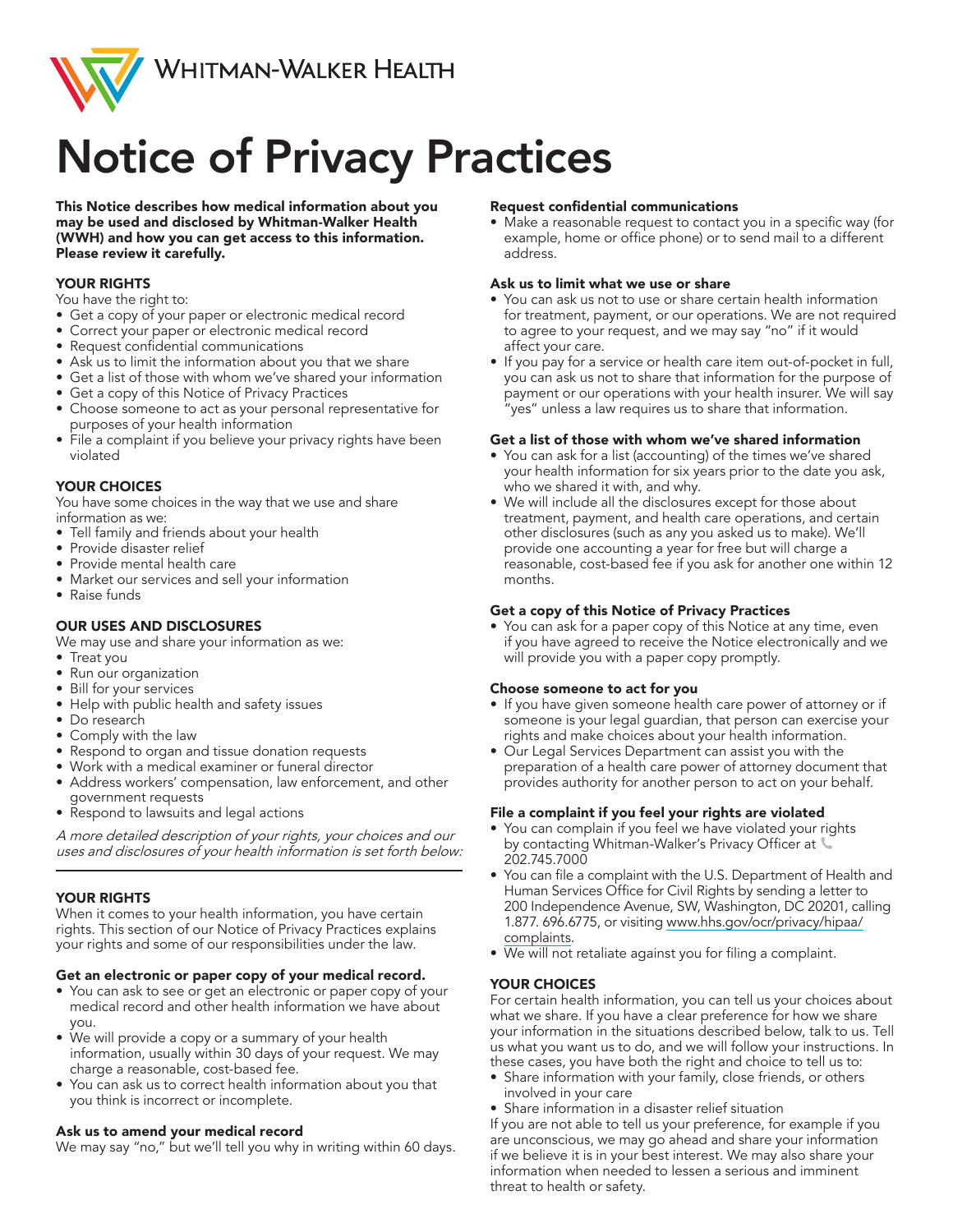# Notice of Privacy Practices

**This Notice describes how medical information about you may be used and disclosed by Whitman-Walker Health (WWH) and how you can get access to this information. Please review it carefully.**

## YOUR RIGHTS

You have the right to:

- Get a copy of your paper or electronic medical record
- Correct your paper or electronic medical record
- Request confidential communications
- Ask us to limit the information about you that we share
- Get a list of those with whom we've shared your information
- Get a copy of this Notice of Privacy Practices
- Choose someone to act as your personal representative for purposes of your health information
- File a complaint if you believe your privacy rights have been violated

## YOUR CHOICES

You have some choices in the way that we use and share information as we:

- Tell family and friends about your health
- Provide disaster relief
- Provide mental health care
- Market our services and sell your information
- Raise funds

## OUR USES AND DISCLOSURES

We may use and share your information as we:

- Treat you
- Run our organization
- Bill for your services
- Help with public health and safety issues
- Do research
- Comply with the law
- Respond to organ and tissue donation requests
- Work with a medical examiner or funeral director
- Address workers' compensation, law enforcement, and other government requests
- Respond to lawsuits and legal actions

*A more detailed description of your rights, your choices and our uses and disclosures of your health information is set forth below:*

---

## YOUR RIGHTS

When it comes to your health information, you have certain rights. This section of our Notice of Privacy Practices explains your rights and some of our responsibilities under the law.

### Get an electronic or paper copy of your medical record.

- You can ask to see or get an electronic or paper copy of your medical record and other health information we have about you.
- We will provide a copy or a summary of your health information, usually within 30 days of your request. We may charge a reasonable, cost-based fee.
- You can ask us to correct health information about you that you think is incorrect or incomplete.

### Ask us to amend your medical record

We may say "no," but we'll tell you why in writing within 60 days.

### Request confidential communications

- Make a reasonable request to contact you in a specific way (for example, home or office phone) or to send mail to a different address.

### Ask us to limit what we use or share

- You can ask us not to use or share certain health information for treatment, payment, or our operations. We are not required to agree to your request, and we may say "no" if it would affect your care.
- If you pay for a service or health care item out-of-pocket in full, you can ask us not to share that information for the purpose of payment or our operations with your health insurer. We will say "yes" unless a law requires us to share that information.

### Get a list of those with whom we've shared information

- You can ask for a list (accounting) of the times we've shared your health information for six years prior to the date you ask, who we shared it with, and why.
- We will include all the disclosures except for those about treatment, payment, and health care operations, and certain other disclosures (such as any you asked us to make). We'll provide one accounting a year for free but will charge a reasonable, cost-based fee if you ask for another one within 12 months.

### Get a copy of this Notice of Privacy Practices

- You can ask for a paper copy of this Notice at any time, even if you have agreed to receive the Notice electronically and we will provide you with a paper copy promptly.

### Choose someone to act for you

- If you have given someone health care power of attorney or if someone is your legal guardian, that person can exercise your rights and make choices about your health information.
- Our Legal Services Department can assist you with the preparation of a health care power of attorney document that provides authority for another person to act on your behalf.

### File a complaint if you feel your rights are violated

- You can complain if you feel we have violated your rights by contacting Whitman-Walker's Privacy Officer at 202.745.7000
- You can file a complaint with the U.S. Department of Health and Human Services Office for Civil Rights by sending a letter to 200 Independence Avenue, SW, Washington, DC 20201, calling 1.877. 696.6775, or visiting www.hhs.gov/ocr/privacy/hipaa/complaints.
- We will not retaliate against you for filing a complaint.

## YOUR CHOICES

For certain health information, you can tell us your choices about what we share. If you have a clear preference for how we share your information in the situations described below, talk to us. Tell us what you want us to do, and we will follow your instructions. In these cases, you have both the right and choice to tell us to:

- Share information with your family, close friends, or others involved in your care
- Share information in a disaster relief situation

If you are not able to tell us your preference, for example if you are unconscious, we may go ahead and share your information if we believe it is in your best interest. We may also share your information when needed to lessen a serious and imminent threat to health or safety.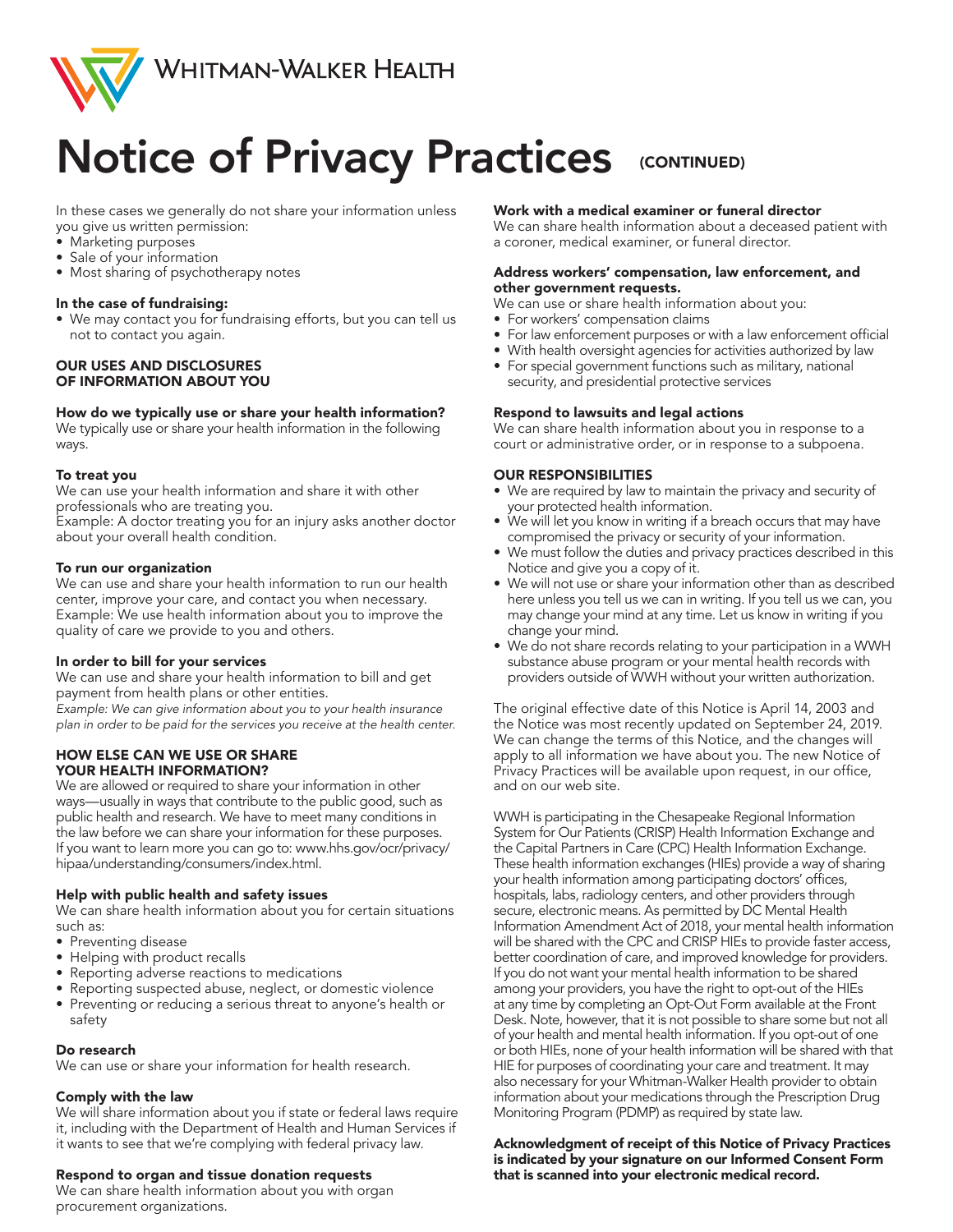WHITMAN-WALKER HEALTH

# Notice of Privacy Practices (CONTINUED)

In these cases we generally do not share your information unless you give us written permission:

- Marketing purposes
- Sale of your information
- Most sharing of psychotherapy notes

**In the case of fundraising:**

- We may contact you for fundraising efforts, but you can tell us not to contact you again.

## OUR USES AND DISCLOSURES OF INFORMATION ABOUT YOU

**How do we typically use or share your health information?**
We typically use or share your health information in the following ways.

**To treat you**
We can use your health information and share it with other professionals who are treating you.
Example: A doctor treating you for an injury asks another doctor about your overall health condition.

**To run our organization**
We can use and share your health information to run our health center, improve your care, and contact you when necessary.
Example: We use health information about you to improve the quality of care we provide to you and others.

**In order to bill for your services**
We can use and share your health information to bill and get payment from health plans or other entities.
*Example: We can give information about you to your health insurance plan in order to be paid for the services you receive at the health center.*

## HOW ELSE CAN WE USE OR SHARE YOUR HEALTH INFORMATION?

We are allowed or required to share your information in other ways—usually in ways that contribute to the public good, such as public health and research. We have to meet many conditions in the law before we can share your information for these purposes. If you want to learn more you can go to: www.hhs.gov/ocr/privacy/hipaa/understanding/consumers/index.html.

**Help with public health and safety issues**
We can share health information about you for certain situations such as:

- Preventing disease
- Helping with product recalls
- Reporting adverse reactions to medications
- Reporting suspected abuse, neglect, or domestic violence
- Preventing or reducing a serious threat to anyone's health or safety

**Do research**
We can use or share your information for health research.

**Comply with the law**
We will share information about you if state or federal laws require it, including with the Department of Health and Human Services if it wants to see that we're complying with federal privacy law.

**Respond to organ and tissue donation requests**
We can share health information about you with organ procurement organizations.

**Work with a medical examiner or funeral director**
We can share health information about a deceased patient with a coroner, medical examiner, or funeral director.

**Address workers' compensation, law enforcement, and other government requests.**
We can use or share health information about you:

- For workers' compensation claims
- For law enforcement purposes or with a law enforcement official
- With health oversight agencies for activities authorized by law
- For special government functions such as military, national security, and presidential protective services

**Respond to lawsuits and legal actions**
We can share health information about you in response to a court or administrative order, or in response to a subpoena.

## OUR RESPONSIBILITIES

- We are required by law to maintain the privacy and security of your protected health information.
- We will let you know in writing if a breach occurs that may have compromised the privacy or security of your information.
- We must follow the duties and privacy practices described in this Notice and give you a copy of it.
- We will not use or share your information other than as described here unless you tell us we can in writing. If you tell us we can, you may change your mind at any time. Let us know in writing if you change your mind.
- We do not share records relating to your participation in a WWH substance abuse program or your mental health records with providers outside of WWH without your written authorization.

The original effective date of this Notice is April 14, 2003 and the Notice was most recently updated on September 24, 2019. We can change the terms of this Notice, and the changes will apply to all information we have about you. The new Notice of Privacy Practices will be available upon request, in our office, and on our web site.

WWH is participating in the Chesapeake Regional Information System for Our Patients (CRISP) Health Information Exchange and the Capital Partners in Care (CPC) Health Information Exchange. These health information exchanges (HIEs) provide a way of sharing your health information among participating doctors' offices, hospitals, labs, radiology centers, and other providers through secure, electronic means. As permitted by DC Mental Health Information Amendment Act of 2018, your mental health information will be shared with the CPC and CRISP HIEs to provide faster access, better coordination of care, and improved knowledge for providers. If you do not want your mental health information to be shared among your providers, you have the right to opt-out of the HIEs at any time by completing an Opt-Out Form available at the Front Desk. Note, however, that it is not possible to share some but not all of your health and mental health information. If you opt-out of one or both HIEs, none of your health information will be shared with that HIE for purposes of coordinating your care and treatment. It may also necessary for your Whitman-Walker Health provider to obtain information about your medications through the Prescription Drug Monitoring Program (PDMP) as required by state law.

**Acknowledgment of receipt of this Notice of Privacy Practices is indicated by your signature on our Informed Consent Form that is scanned into your electronic medical record.**